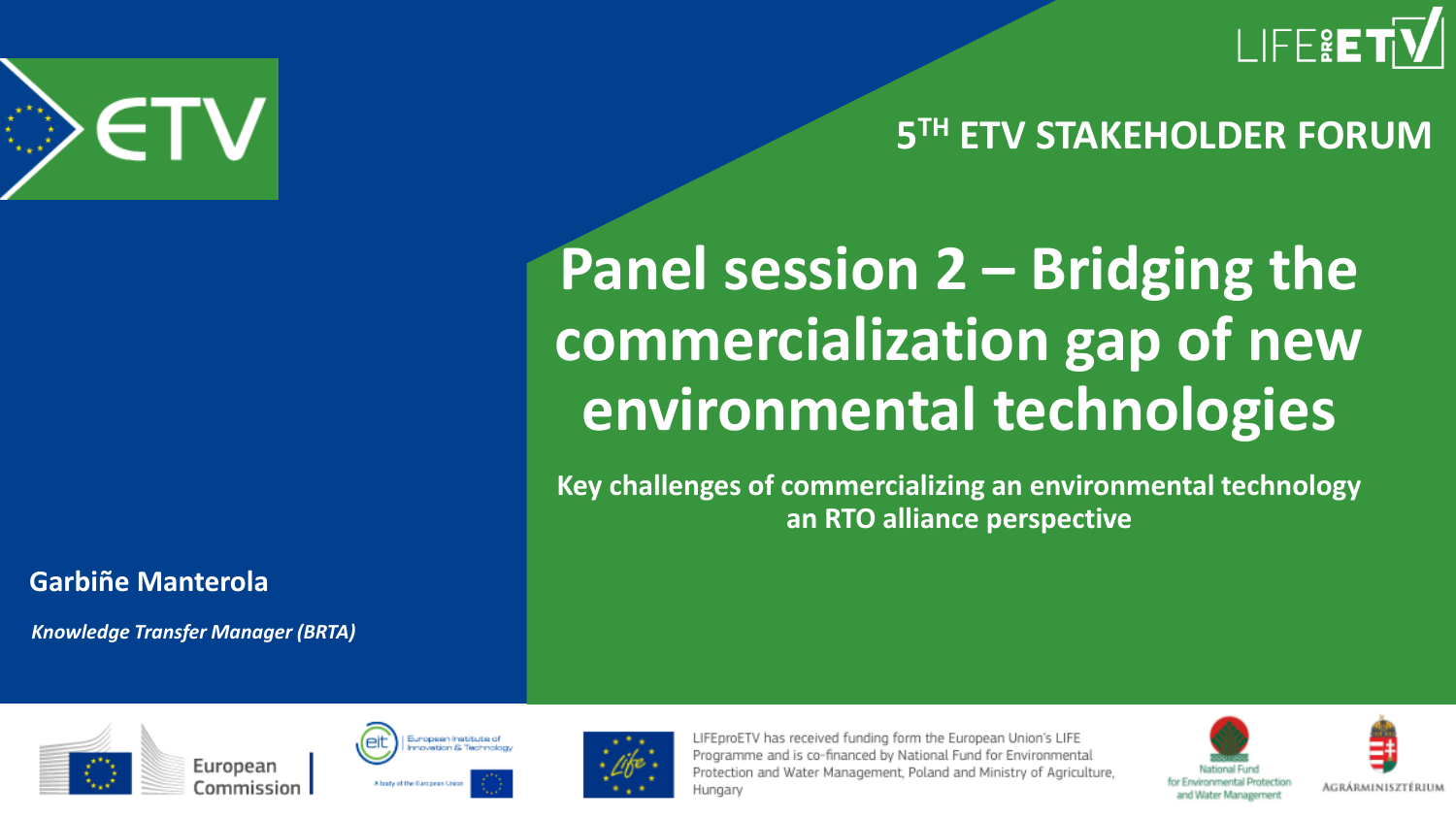# 5TH ETV STAKEHOLDER FORUM

# Panel session 2 – Bridging the commercialization gap of new environmental technologies

**Key challenges of commercializing an environmental technology an RTO alliance perspective**

**Garbiñe Manterola**

*Knowledge Transfer Manager (BRTA)*

LIFEproETV has received funding form the European Union's LIFE Programme and is co-financed by National Fund for Environmental Protection and Water Management, Poland and Ministry of Agriculture, Hungary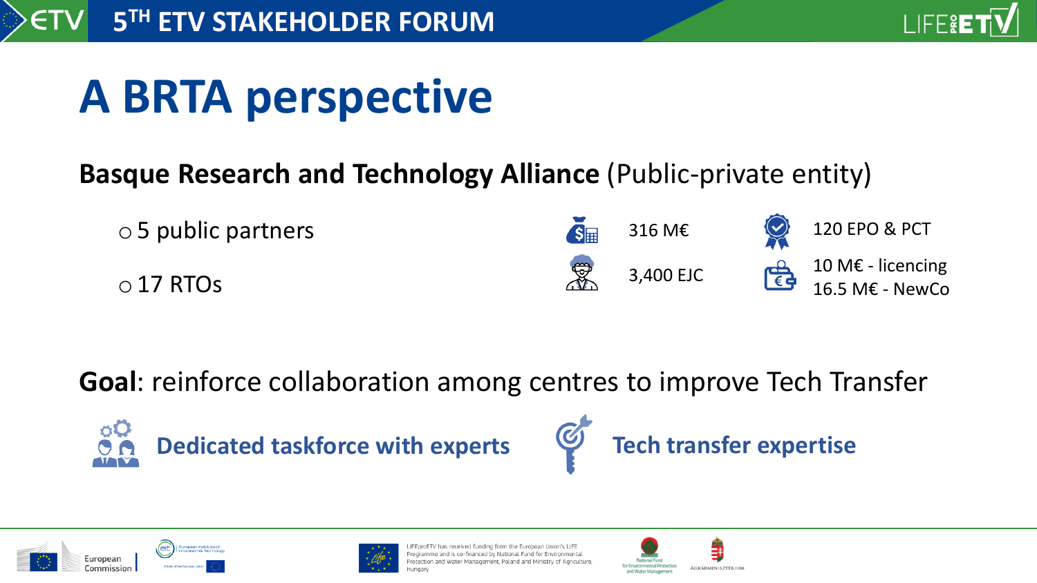# A BRTA perspective

**Basque Research and Technology Alliance** (Public-private entity)

- 5 public partners
- 17 RTOs

316 M€

3,400 EJC

120 EPO & PCT

10 M€ - licencing
16.5 M€ - NewCo

**Goal**: reinforce collaboration among centres to improve Tech Transfer

**Dedicated taskforce with experts**

**Tech transfer expertise**

LIFEproETV has received funding form the European Union's LIFE Programme and is co-financed by National Fund for Environmental Protection and Water Management, Poland and Ministry of Agriculture, Hungary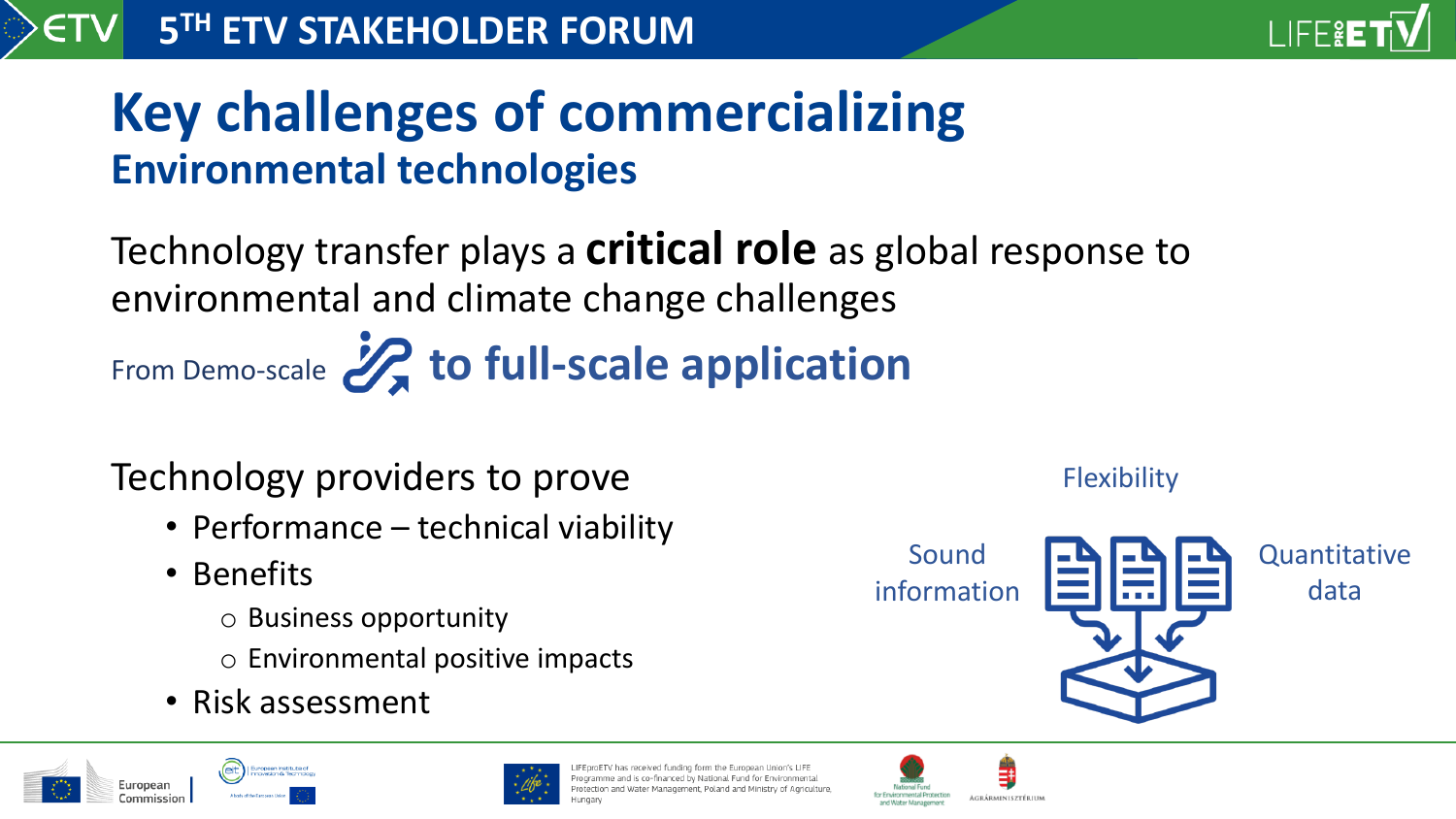# Key challenges of commercializing

## Environmental technologies

Technology transfer plays a **critical role** as global response to environmental and climate change challenges

From Demo-scale **to full-scale application**

Technology providers to prove

- Performance – technical viability
- Benefits
  - Business opportunity
  - Environmental positive impacts
- Risk assessment

Flexibility

Sound information

Quantitative data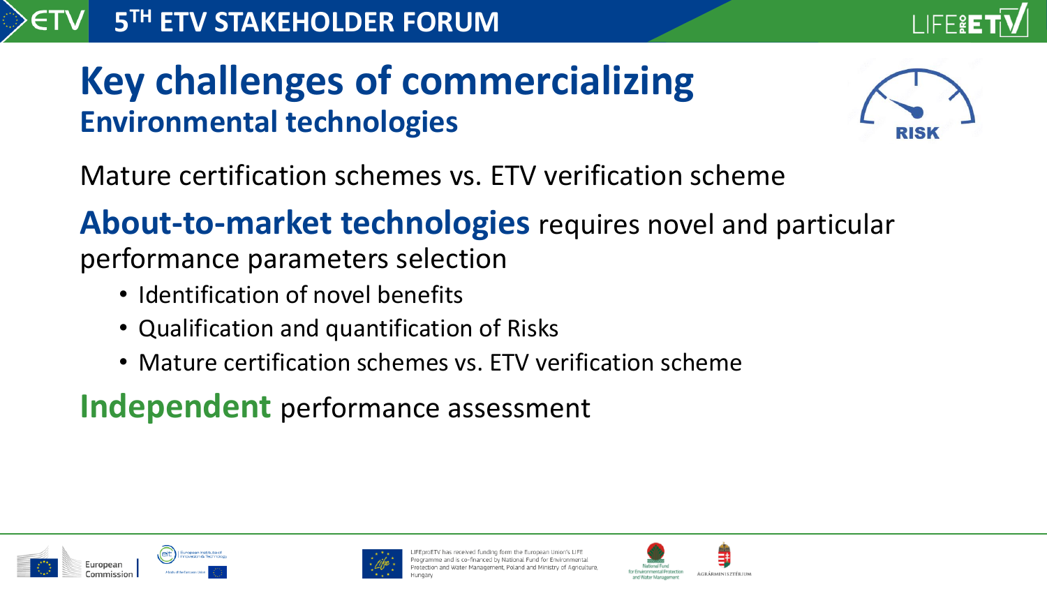# Key challenges of commercializing
## Environmental technologies

Mature certification schemes vs. ETV verification scheme

**About-to-market technologies** requires novel and particular performance parameters selection

- Identification of novel benefits
- Qualification and quantification of Risks
- Mature certification schemes vs. ETV verification scheme

**Independent** performance assessment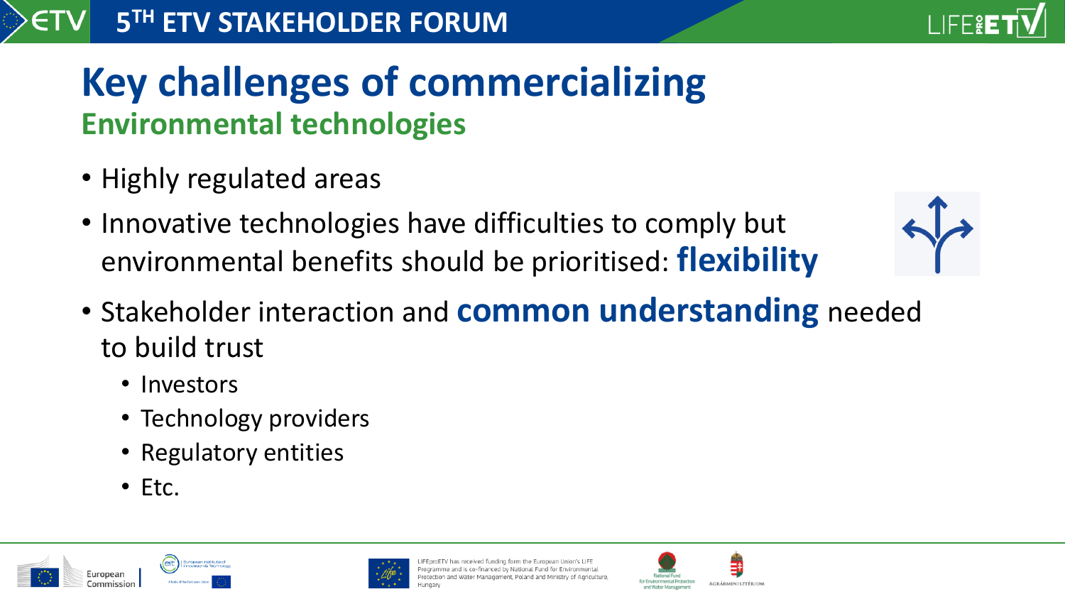# Key challenges of commercializing

## Environmental technologies

- Highly regulated areas
- Innovative technologies have difficulties to comply but environmental benefits should be prioritised: **flexibility**
- Stakeholder interaction and **common understanding** needed to build trust
  - Investors
  - Technology providers
  - Regulatory entities
  - Etc.

LIFEproETV has received funding form the European Union's LIFE Programme and is co-financed by National Fund for Environmental Protection and Water Management, Poland and Ministry of Agriculture, Hungary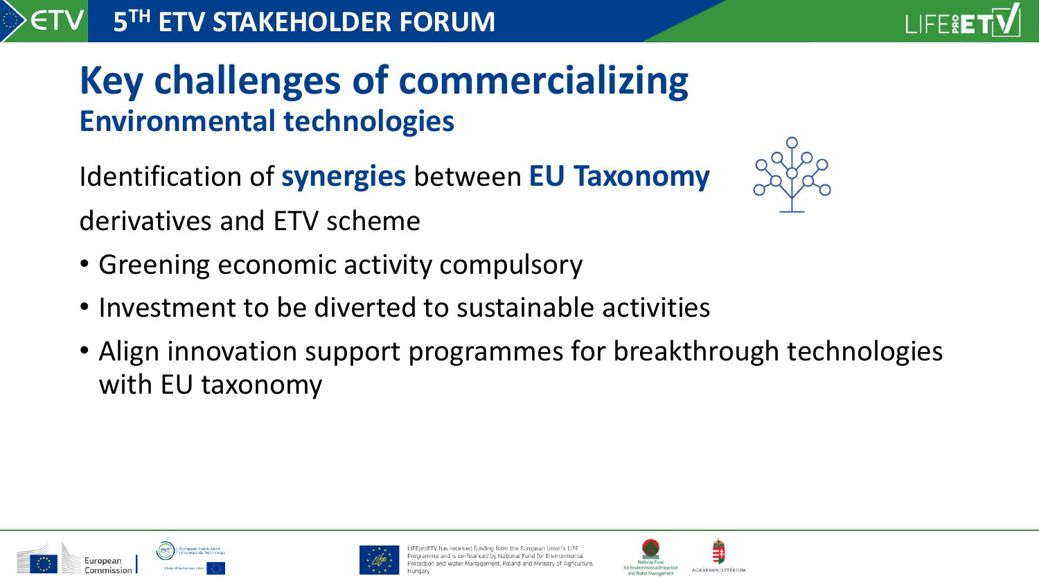# Key challenges of commercializing

## Environmental technologies

Identification of **synergies** between **EU Taxonomy** derivatives and ETV scheme

- Greening economic activity compulsory
- Investment to be diverted to sustainable activities
- Align innovation support programmes for breakthrough technologies with EU taxonomy

LIFEproETV has received funding form the European Union's LIFE Programme and is co-financed by National Fund for Environmental Protection and Water Management, Poland and Ministry of Agriculture, Hungary